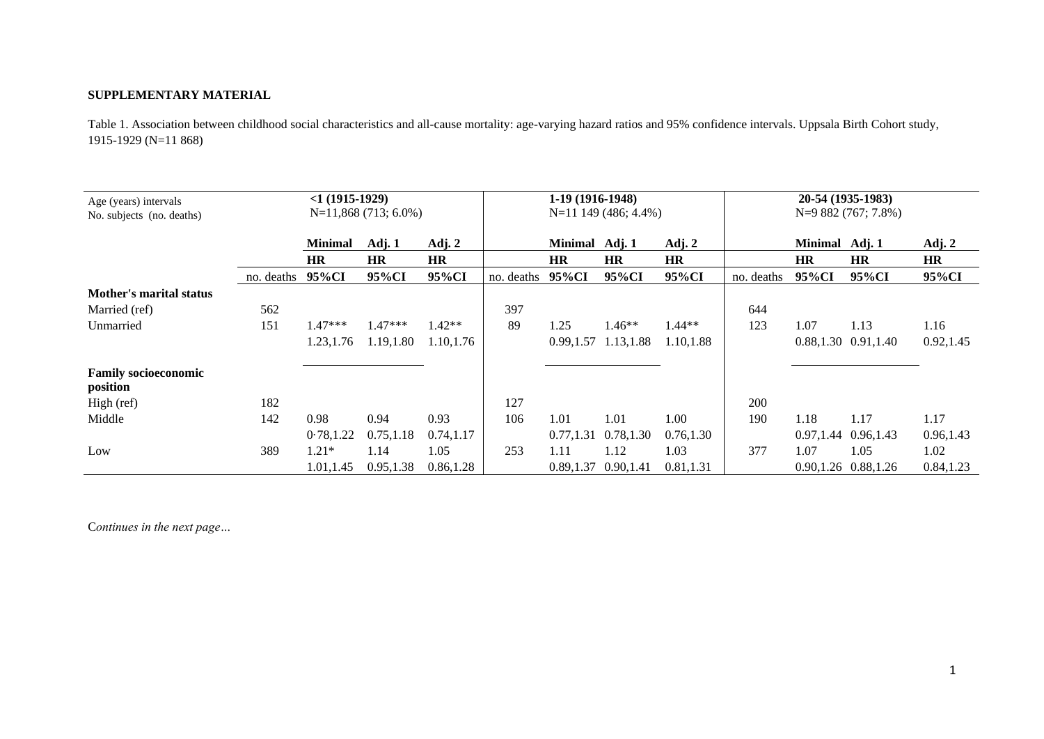**SUPPLEMENTARY MATERIAL**

Table 1. Association between childhood social characteristics and all-cause mortality: age-varying hazard ratios and 95% confidence intervals. Uppsala Birth Cohort study, 1915-1929 (N=11 868)

| Age (years) intervals<br>No. subjects (no. deaths) | **<1 (1915-1929)**<br>N=11,868 (713; 6.0%) | | | | **1-19 (1916-1948)**<br>N=11 149 (486; 4.4%) | | | | **20-54 (1935-1983)**<br>N=9 882 (767; 7.8%) | | | |
|---|---|---|---|---|---|---|---|---|---|---|---|---|
| | | **Minimal** | **Adj. 1** | **Adj. 2** | | **Minimal** | **Adj. 1** | **Adj. 2** | | **Minimal** | **Adj. 1** | **Adj. 2** |
| | | **HR** | **HR** | **HR** | | **HR** | **HR** | **HR** | | **HR** | **HR** | **HR** |
| | no. deaths | **95%CI** | **95%CI** | **95%CI** | no. deaths | **95%CI** | **95%CI** | **95%CI** | no. deaths | **95%CI** | **95%CI** | **95%CI** |
| **Mother's marital status** | | | | | | | | | | | | |
| Married (ref) | 562 | | | | 397 | | | | 644 | | | |
| Unmarried | 151 | 1.47*** | 1.47*** | 1.42** | 89 | 1.25 | 1.46** | 1.44** | 123 | 1.07 | 1.13 | 1.16 |
| | | 1.23,1.76 | 1.19,1.80 | 1.10,1.76 | | 0.99,1.57 | 1.13,1.88 | 1.10,1.88 | | 0.88,1.30 | 0.91,1.40 | 0.92,1.45 |
| **Family socioeconomic position** | | | | | | | | | | | | |
| High (ref) | 182 | | | | 127 | | | | 200 | | | |
| Middle | 142 | 0.98 | 0.94 | 0.93 | 106 | 1.01 | 1.01 | 1.00 | 190 | 1.18 | 1.17 | 1.17 |
| | | 0·78,1.22 | 0.75,1.18 | 0.74,1.17 | | 0.77,1.31 | 0.78,1.30 | 0.76,1.30 | | 0.97,1.44 | 0.96,1.43 | 0.96,1.43 |
| Low | 389 | 1.21* | 1.14 | 1.05 | 253 | 1.11 | 1.12 | 1.03 | 377 | 1.07 | 1.05 | 1.02 |
| | | 1.01,1.45 | 0.95,1.38 | 0.86,1.28 | | 0.89,1.37 | 0.90,1.41 | 0.81,1.31 | | 0.90,1.26 | 0.88,1.26 | 0.84,1.23 |

*Continues in the next page…*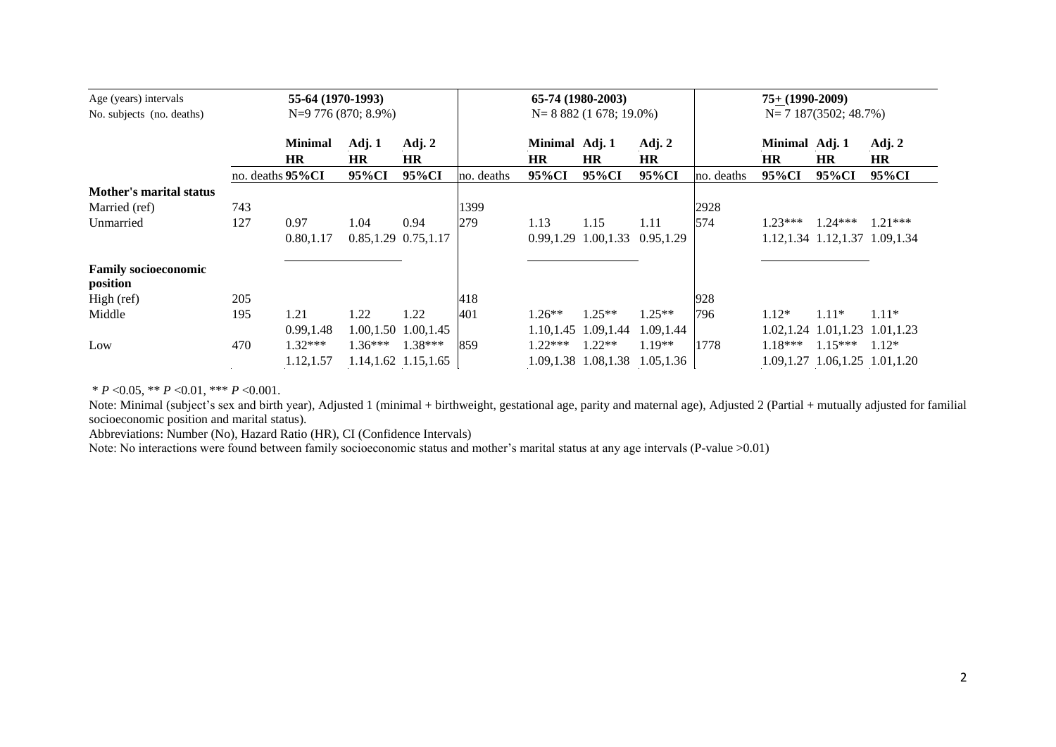| Age (years) intervals | 55-64 (1970-1993) | | | | 65-74 (1980-2003) | | | | 75+ (1990-2009) | | | |
|---|---|---|---|---|---|---|---|---|---|---|---|---|
| No. subjects (no. deaths) | N=9 776 (870; 8.9%) | | | | N= 8 882 (1 678; 19.0%) | | | | N= 7 187(3502; 48.7%) | | | |
| | | **Minimal HR** | **Adj. 1 HR** | **Adj. 2 HR** | | **Minimal HR** | **Adj. 1 HR** | **Adj. 2 HR** | | **Minimal HR** | **Adj. 1 HR** | **Adj. 2 HR** |
| | no. deaths | **95%CI** | **95%CI** | **95%CI** | no. deaths | **95%CI** | **95%CI** | **95%CI** | no. deaths | **95%CI** | **95%CI** | **95%CI** |
| **Mother's marital status** | | | | | | | | | | | | |
| Married (ref) | 743 | | | | 1399 | | | | 2928 | | | |
| Unmarried | 127 | 0.97 | 1.04 | 0.94 | 279 | 1.13 | 1.15 | 1.11 | 574 | 1.23*** | 1.24*** | 1.21*** |
| | | 0.80,1.17 | 0.85,1.29 | 0.75,1.17 | | 0.99,1.29 | 1.00,1.33 | 0.95,1.29 | | 1.12,1.34 | 1.12,1.37 | 1.09,1.34 |
| **Family socioeconomic position** | | | | | | | | | | | | |
| High (ref) | 205 | | | | 418 | | | | 928 | | | |
| Middle | 195 | 1.21 | 1.22 | 1.22 | 401 | 1.26** | 1.25** | 1.25** | 796 | 1.12* | 1.11* | 1.11* |
| | | 0.99,1.48 | 1.00,1.50 | 1.00,1.45 | | 1.10,1.45 | 1.09,1.44 | 1.09,1.44 | | 1.02,1.24 | 1.01,1.23 | 1.01,1.23 |
| Low | 470 | 1.32*** | 1.36*** | 1.38*** | 859 | 1.22*** | 1.22** | 1.19** | 1778 | 1.18*** | 1.15*** | 1.12* |
| | | 1.12,1.57 | 1.14,1.62 | 1.15,1.65 | | 1.09,1.38 | 1.08,1.38 | 1.05,1.36 | | 1.09,1.27 | 1.06,1.25 | 1.01,1.20 |

\* *P* <0.05, ** *P* <0.01, *** *P* <0.001.

Note: Minimal (subject's sex and birth year), Adjusted 1 (minimal + birthweight, gestational age, parity and maternal age), Adjusted 2 (Partial + mutually adjusted for familial socioeconomic position and marital status).

Abbreviations: Number (No), Hazard Ratio (HR), CI (Confidence Intervals)

Note: No interactions were found between family socioeconomic status and mother's marital status at any age intervals (P-value >0.01)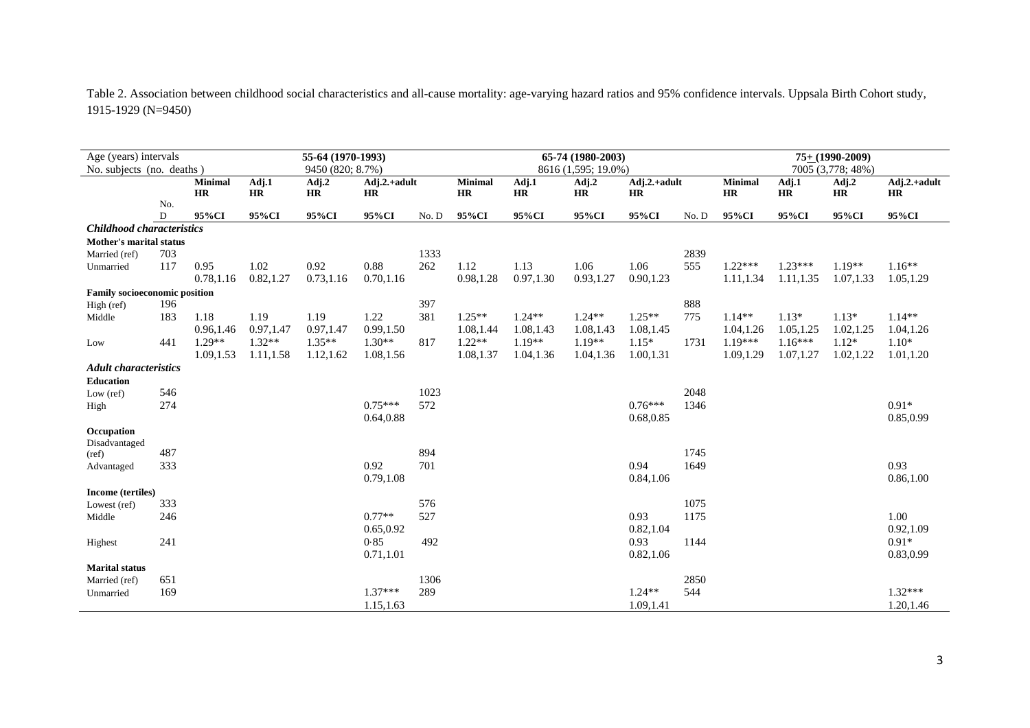Table 2. Association between childhood social characteristics and all-cause mortality: age-varying hazard ratios and 95% confidence intervals. Uppsala Birth Cohort study, 1915-1929 (N=9450)

| Age (years) intervals | | 55-64 (1970-1993) | | | | | 65-74 (1980-2003) | | | | | 75+ (1990-2009) | | | |
|---|---|---|---|---|---|---|---|---|---|---|---|---|---|---|---|
| No. subjects (no. deaths ) | | 9450 (820; 8.7%) | | | | | 8616 (1,595; 19.0%) | | | | | 7005 (3,778; 48%) | | | |
| | No. D | Minimal HR 95%CI | Adj.1 HR 95%CI | Adj.2 HR 95%CI | Adj.2.+adult HR 95%CI | No. D | Minimal HR 95%CI | Adj.1 HR 95%CI | Adj.2 HR 95%CI | Adj.2.+adult HR 95%CI | No. D | Minimal HR 95%CI | Adj.1 HR 95%CI | Adj.2 HR 95%CI | Adj.2.+adult HR 95%CI |
| ***Childhood characteristics*** | | | | | | | | | | | | | | | |
| **Mother's marital status** | | | | | | | | | | | | | | | |
| Married (ref) | 703 | | | | | 1333 | | | | | 2839 | | | | |
| Unmarried | 117 | 0.95 | 1.02 | 0.92 | 0.88 | 262 | 1.12 | 1.13 | 1.06 | 1.06 | 555 | 1.22*** | 1.23*** | 1.19** | 1.16** |
| | | 0.78,1.16 | 0.82,1.27 | 0.73,1.16 | 0.70,1.16 | | 0.98,1.28 | 0.97,1.30 | 0.93,1.27 | 0.90,1.23 | | 1.11,1.34 | 1.11,1.35 | 1.07,1.33 | 1.05,1.29 |
| **Family socioeconomic position** | | | | | | | | | | | | | | | |
| High (ref) | 196 | | | | | 397 | | | | | 888 | | | | |
| Middle | 183 | 1.18 | 1.19 | 1.19 | 1.22 | 381 | 1.25** | 1.24** | 1.24** | 1.25** | 775 | 1.14** | 1.13* | 1.13* | 1.14** |
| | | 0.96,1.46 | 0.97,1.47 | 0.97,1.47 | 0.99,1.50 | | 1.08,1.44 | 1.08,1.43 | 1.08,1.43 | 1.08,1.45 | | 1.04,1.26 | 1.05,1.25 | 1.02,1.25 | 1.04,1.26 |
| Low | 441 | 1.29** | 1.32** | 1.35** | 1.30** | 817 | 1.22** | 1.19** | 1.19** | 1.15* | 1731 | 1.19*** | 1.16*** | 1.12* | 1.10* |
| | | 1.09,1.53 | 1.11,1.58 | 1.12,1.62 | 1.08,1.56 | | 1.08,1.37 | 1.04,1.36 | 1.04,1.36 | 1.00,1.31 | | 1.09,1.29 | 1.07,1.27 | 1.02,1.22 | 1.01,1.20 |
| ***Adult characteristics*** | | | | | | | | | | | | | | | |
| **Education** | | | | | | | | | | | | | | | |
| Low (ref) | 546 | | | | | 1023 | | | | | 2048 | | | | |
| High | 274 | | | | 0.75*** | 572 | | | | 0.76*** | 1346 | | | | 0.91* |
| | | | | | 0.64,0.88 | | | | | 0.68,0.85 | | | | | 0.85,0.99 |
| **Occupation** | | | | | | | | | | | | | | | |
| Disadvantaged (ref) | 487 | | | | | 894 | | | | | 1745 | | | | |
| Advantaged | 333 | | | | 0.92 | 701 | | | | 0.94 | 1649 | | | | 0.93 |
| | | | | | 0.79,1.08 | | | | | 0.84,1.06 | | | | | 0.86,1.00 |
| **Income (tertiles)** | | | | | | | | | | | | | | | |
| Lowest (ref) | 333 | | | | | 576 | | | | | 1075 | | | | |
| Middle | 246 | | | | 0.77** | 527 | | | | 0.93 | 1175 | | | | 1.00 |
| | | | | | 0.65,0.92 | | | | | 0.82,1.04 | | | | | 0.92,1.09 |
| Highest | 241 | | | | 0·85 | 492 | | | | 0.93 | 1144 | | | | 0.91* |
| | | | | | 0.71,1.01 | | | | | 0.82,1.06 | | | | | 0.83,0.99 |
| **Marital status** | | | | | | | | | | | | | | | |
| Married (ref) | 651 | | | | | 1306 | | | | | 2850 | | | | |
| Unmarried | 169 | | | | 1.37*** | 289 | | | | 1.24** | 544 | | | | 1.32*** |
| | | | | | 1.15,1.63 | | | | | 1.09,1.41 | | | | | 1.20,1.46 |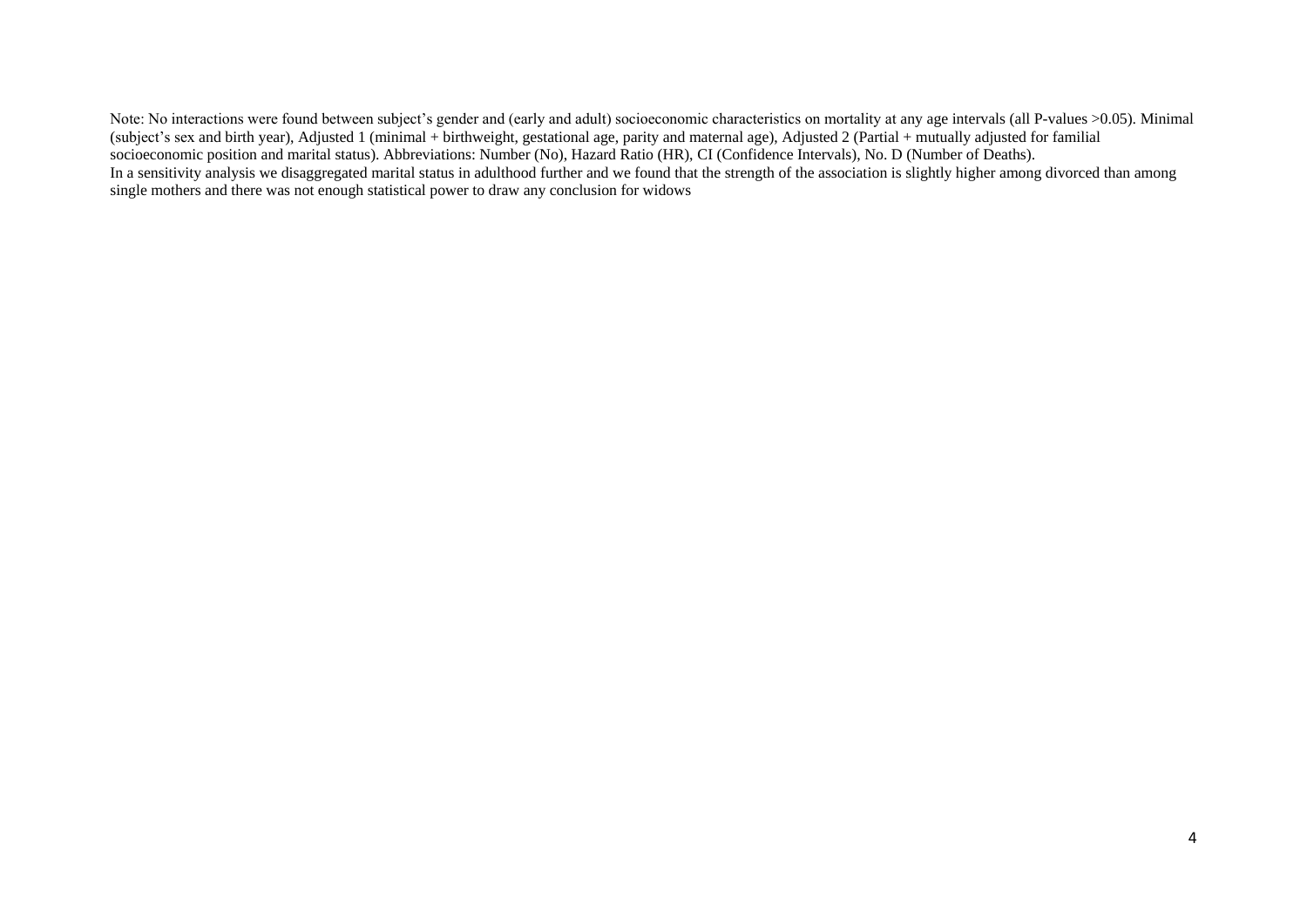Note: No interactions were found between subject's gender and (early and adult) socioeconomic characteristics on mortality at any age intervals (all P-values >0.05). Minimal (subject's sex and birth year), Adjusted 1 (minimal + birthweight, gestational age, parity and maternal age), Adjusted 2 (Partial + mutually adjusted for familial socioeconomic position and marital status). Abbreviations: Number (No), Hazard Ratio (HR), CI (Confidence Intervals), No. D (Number of Deaths).
In a sensitivity analysis we disaggregated marital status in adulthood further and we found that the strength of the association is slightly higher among divorced than among single mothers and there was not enough statistical power to draw any conclusion for widows